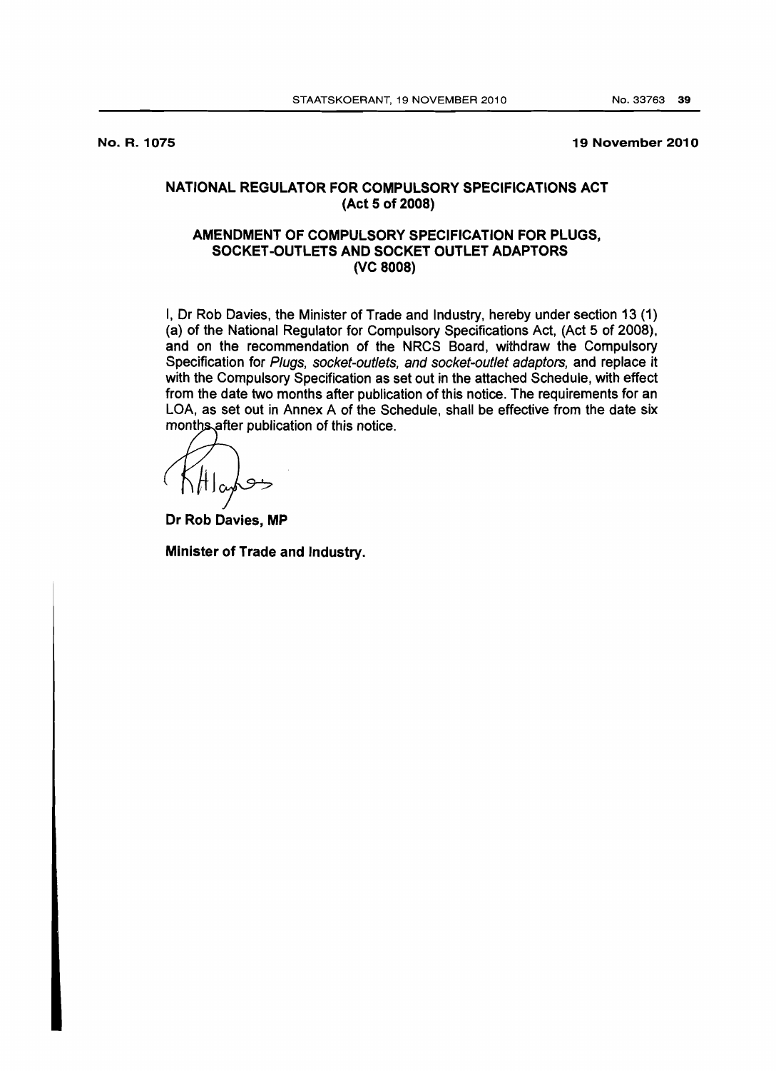**No. R. 1075** **19 November 2010**

## NATIONAL REGULATOR FOR COMPULSORY SPECIFICATIONS ACT (Act 5 of 2008)

## AMENDMENT OF COMPULSORY SPECIFICATION FOR PLUGS, SOCKET-OUTLETS AND SOCKET OUTLET ADAPTORS (VC 8008)

I, Dr Rob Davies, the Minister of Trade and Industry, hereby under section 13 (1) (a) of the National Regulator for Compulsory Specifications Act, (Act 5 of 2008), and on the recommendation of the NRCS Board, withdraw the Compulsory Specification for *Plugs, socket-outlets, and socket-outlet adaptors,* and replace it with the Compulsory Specification as set out in the attached Schedule, with effect from the date two months after publication of this notice. The requirements for an LOA, as set out in Annex A of the Schedule, shall be effective from the date six months after publication of this notice.

**Dr Rob Davies, MP**

**Minister of Trade and Industry.**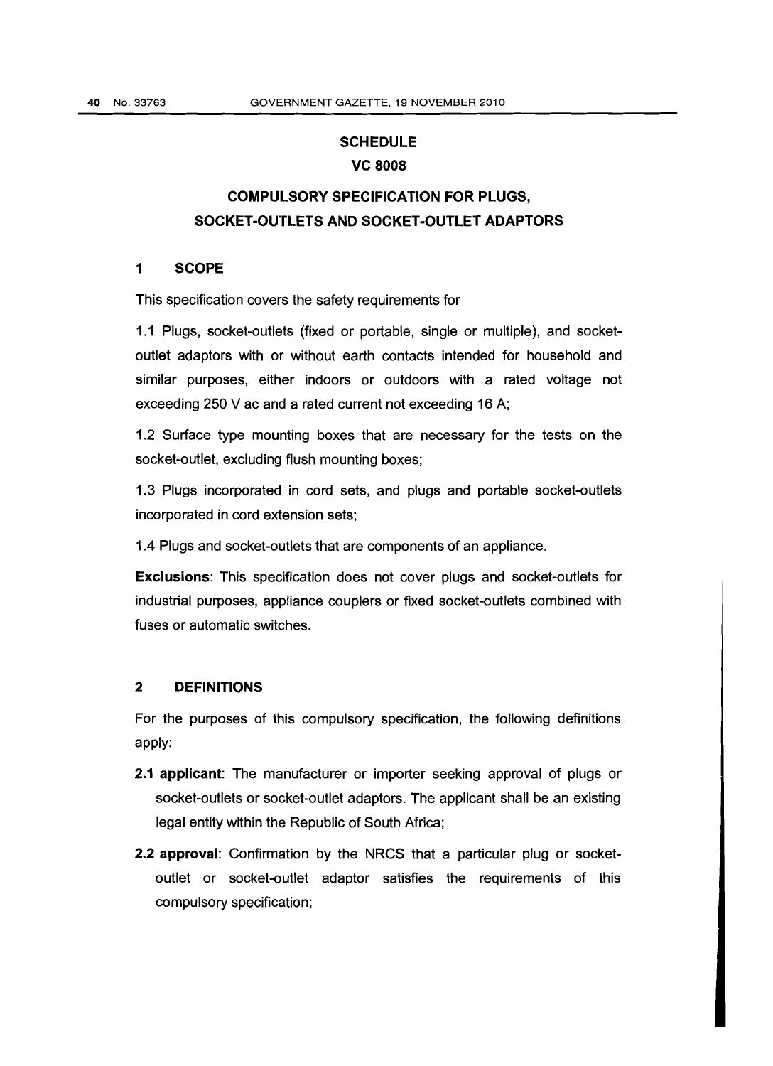# SCHEDULE

# VC 8008

## COMPULSORY SPECIFICATION FOR PLUGS, SOCKET-OUTLETS AND SOCKET-OUTLET ADAPTORS

### 1 SCOPE

This specification covers the safety requirements for

1.1 Plugs, socket-outlets (fixed or portable, single or multiple), and socket-outlet adaptors with or without earth contacts intended for household and similar purposes, either indoors or outdoors with a rated voltage not exceeding 250 V ac and a rated current not exceeding 16 A;

1.2 Surface type mounting boxes that are necessary for the tests on the socket-outlet, excluding flush mounting boxes;

1.3 Plugs incorporated in cord sets, and plugs and portable socket-outlets incorporated in cord extension sets;

1.4 Plugs and socket-outlets that are components of an appliance.

**Exclusions**: This specification does not cover plugs and socket-outlets for industrial purposes, appliance couplers or fixed socket-outlets combined with fuses or automatic switches.

### 2 DEFINITIONS

For the purposes of this compulsory specification, the following definitions apply:

- **2.1 applicant**: The manufacturer or importer seeking approval of plugs or socket-outlets or socket-outlet adaptors. The applicant shall be an existing legal entity within the Republic of South Africa;
- **2.2 approval**: Confirmation by the NRCS that a particular plug or socket-outlet or socket-outlet adaptor satisfies the requirements of this compulsory specification;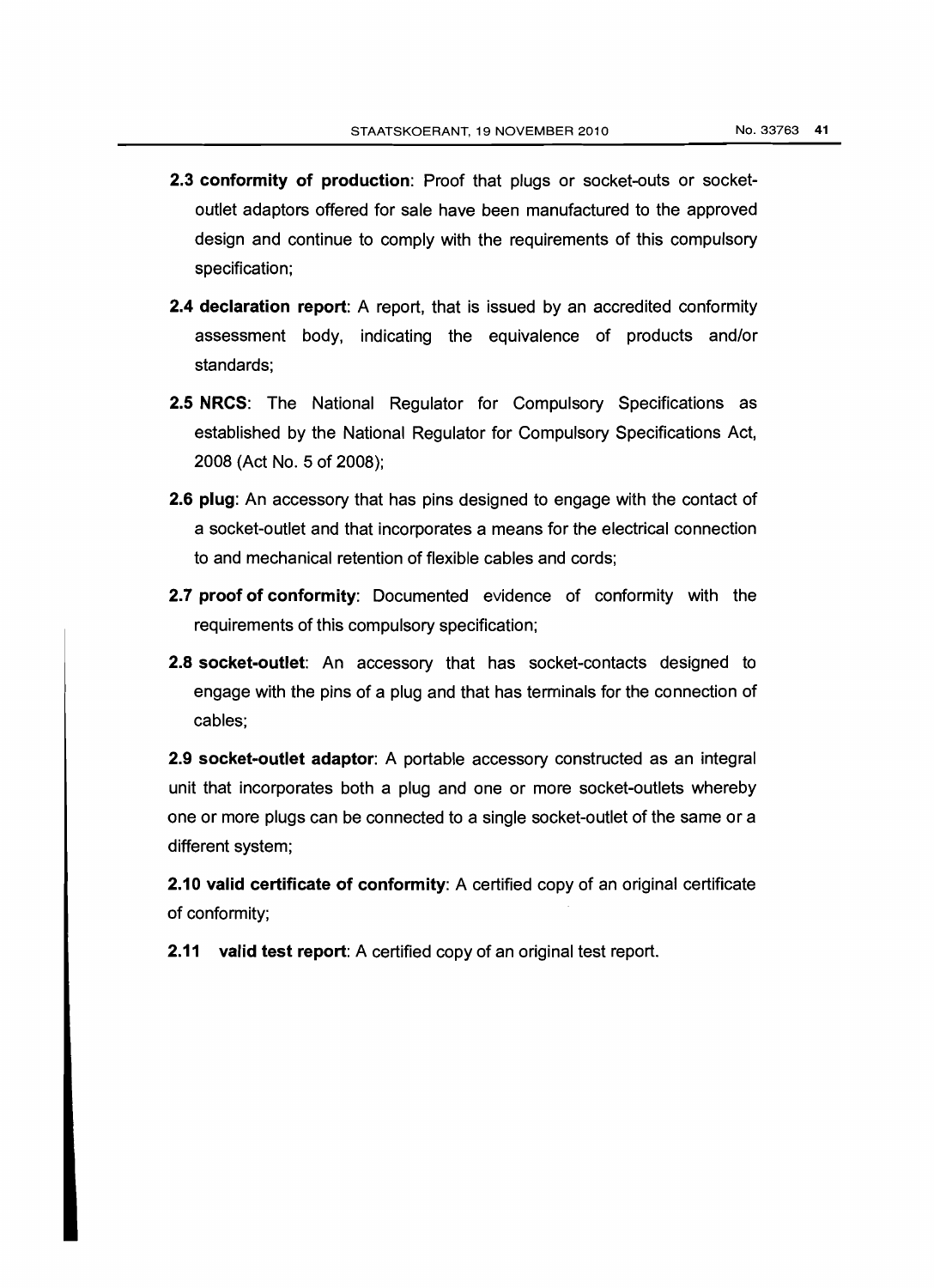**2.3 conformity of production**: Proof that plugs or socket-outs or socket-outlet adaptors offered for sale have been manufactured to the approved design and continue to comply with the requirements of this compulsory specification;

**2.4 declaration report**: A report, that is issued by an accredited conformity assessment body, indicating the equivalence of products and/or standards;

**2.5 NRCS**: The National Regulator for Compulsory Specifications as established by the National Regulator for Compulsory Specifications Act, 2008 (Act No. 5 of 2008);

**2.6 plug**: An accessory that has pins designed to engage with the contact of a socket-outlet and that incorporates a means for the electrical connection to and mechanical retention of flexible cables and cords;

**2.7 proof of conformity**: Documented evidence of conformity with the requirements of this compulsory specification;

**2.8 socket-outlet**: An accessory that has socket-contacts designed to engage with the pins of a plug and that has terminals for the connection of cables;

**2.9 socket-outlet adaptor**: A portable accessory constructed as an integral unit that incorporates both a plug and one or more socket-outlets whereby one or more plugs can be connected to a single socket-outlet of the same or a different system;

**2.10 valid certificate of conformity**: A certified copy of an original certificate of conformity;

**2.11 valid test report**: A certified copy of an original test report.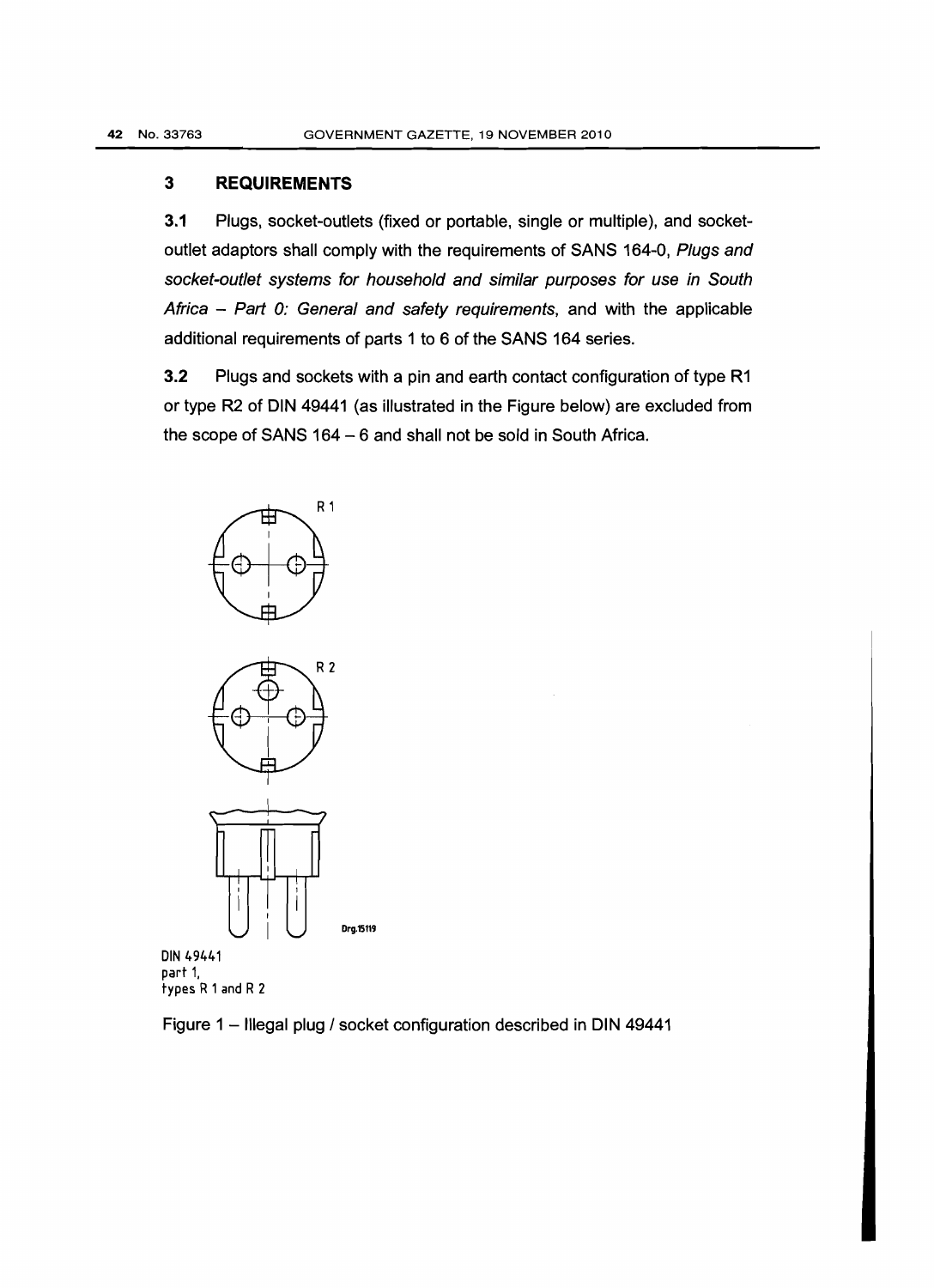## 3 REQUIREMENTS

**3.1** Plugs, socket-outlets (fixed or portable, single or multiple), and socket-outlet adaptors shall comply with the requirements of SANS 164-0, *Plugs and socket-outlet systems for household and similar purposes for use in South Africa – Part 0: General and safety requirements*, and with the applicable additional requirements of parts 1 to 6 of the SANS 164 series.

**3.2** Plugs and sockets with a pin and earth contact configuration of type R1 or type R2 of DIN 49441 (as illustrated in the Figure below) are excluded from the scope of SANS 164 – 6 and shall not be sold in South Africa.

R 1

R 2

Drg.15119

DIN 49441
part 1,
types R 1 and R 2

Figure 1 – Illegal plug / socket configuration described in DIN 49441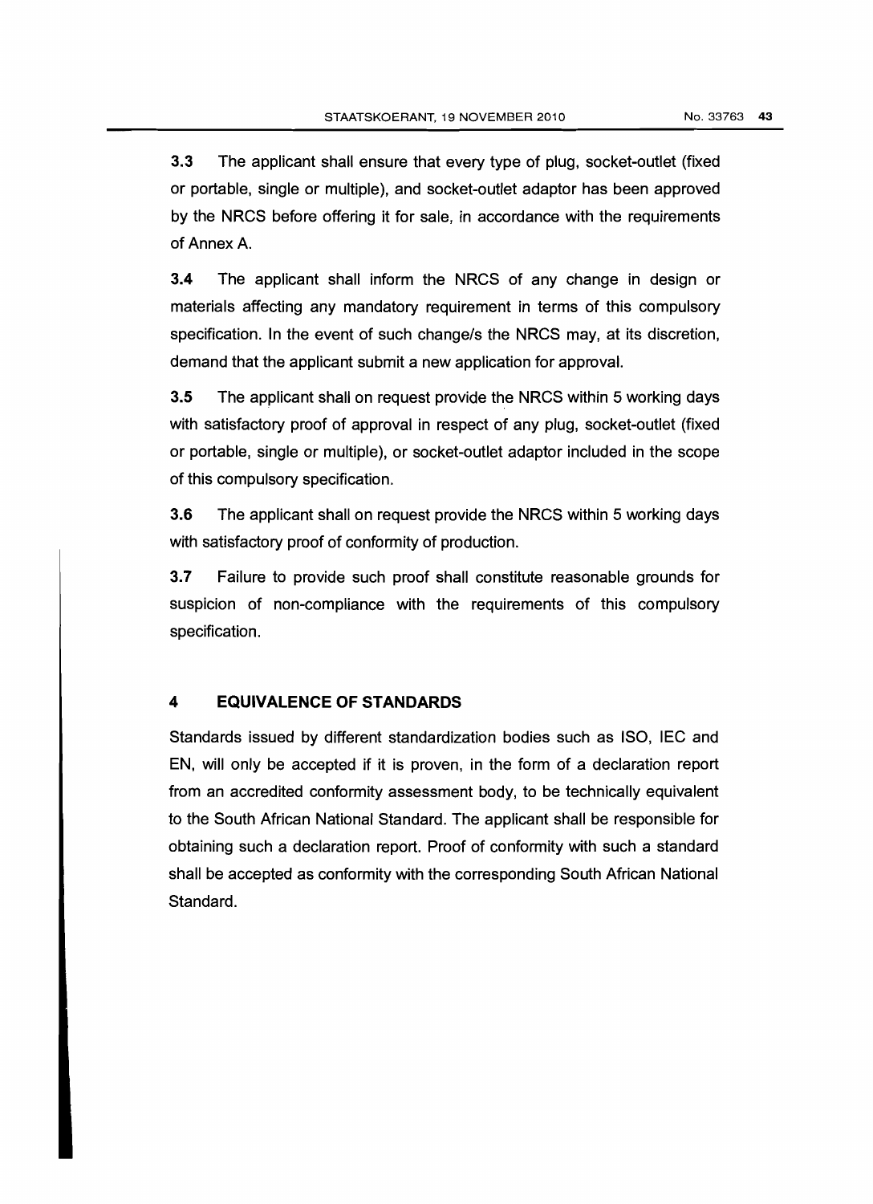**3.3** The applicant shall ensure that every type of plug, socket-outlet (fixed or portable, single or multiple), and socket-outlet adaptor has been approved by the NRCS before offering it for sale, in accordance with the requirements of Annex A.

**3.4** The applicant shall inform the NRCS of any change in design or materials affecting any mandatory requirement in terms of this compulsory specification. In the event of such change/s the NRCS may, at its discretion, demand that the applicant submit a new application for approval.

**3.5** The applicant shall on request provide the NRCS within 5 working days with satisfactory proof of approval in respect of any plug, socket-outlet (fixed or portable, single or multiple), or socket-outlet adaptor included in the scope of this compulsory specification.

**3.6** The applicant shall on request provide the NRCS within 5 working days with satisfactory proof of conformity of production.

**3.7** Failure to provide such proof shall constitute reasonable grounds for suspicion of non-compliance with the requirements of this compulsory specification.

## 4 EQUIVALENCE OF STANDARDS

Standards issued by different standardization bodies such as ISO, IEC and EN, will only be accepted if it is proven, in the form of a declaration report from an accredited conformity assessment body, to be technically equivalent to the South African National Standard. The applicant shall be responsible for obtaining such a declaration report. Proof of conformity with such a standard shall be accepted as conformity with the corresponding South African National Standard.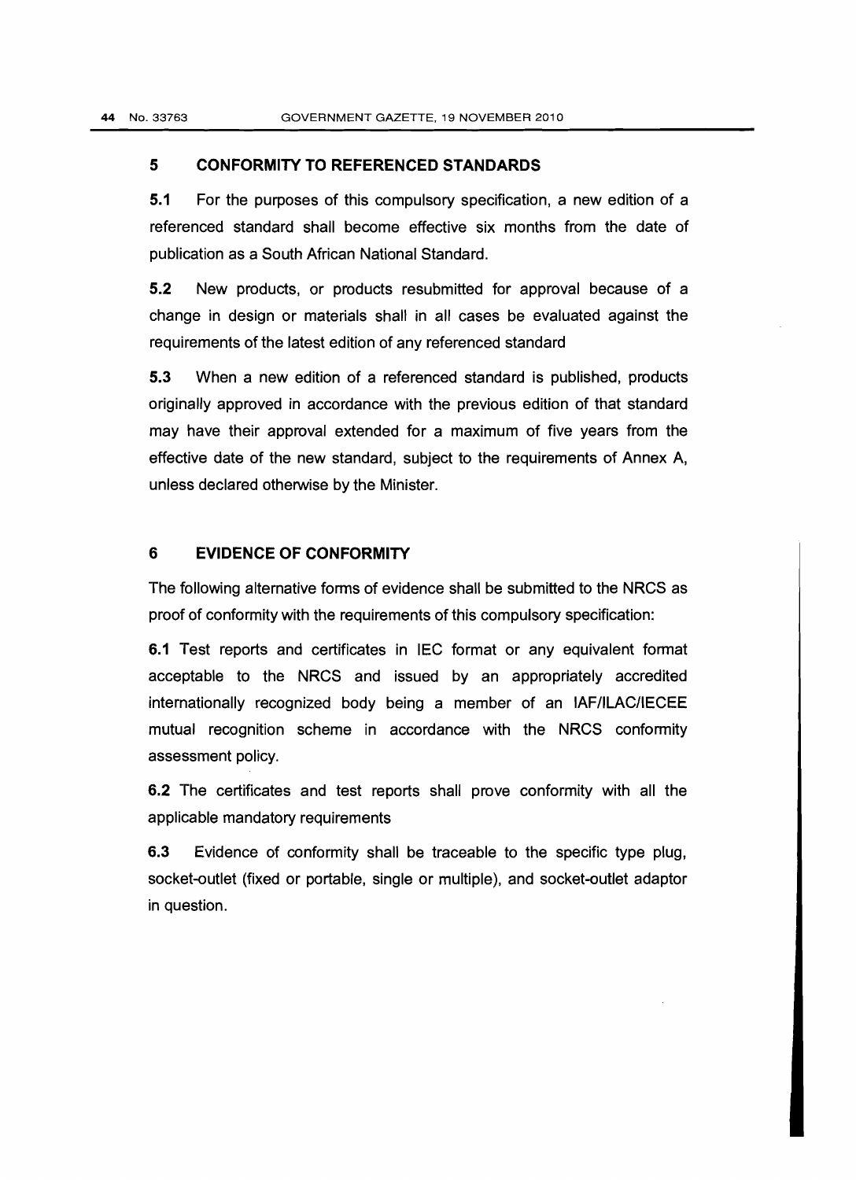## 5 CONFORMITY TO REFERENCED STANDARDS

**5.1** For the purposes of this compulsory specification, a new edition of a referenced standard shall become effective six months from the date of publication as a South African National Standard.

**5.2** New products, or products resubmitted for approval because of a change in design or materials shall in all cases be evaluated against the requirements of the latest edition of any referenced standard

**5.3** When a new edition of a referenced standard is published, products originally approved in accordance with the previous edition of that standard may have their approval extended for a maximum of five years from the effective date of the new standard, subject to the requirements of Annex A, unless declared otherwise by the Minister.

## 6 EVIDENCE OF CONFORMITY

The following alternative forms of evidence shall be submitted to the NRCS as proof of conformity with the requirements of this compulsory specification:

**6.1** Test reports and certificates in IEC format or any equivalent format acceptable to the NRCS and issued by an appropriately accredited internationally recognized body being a member of an IAF/ILAC/IECEE mutual recognition scheme in accordance with the NRCS conformity assessment policy.

**6.2** The certificates and test reports shall prove conformity with all the applicable mandatory requirements

**6.3** Evidence of conformity shall be traceable to the specific type plug, socket-outlet (fixed or portable, single or multiple), and socket-outlet adaptor in question.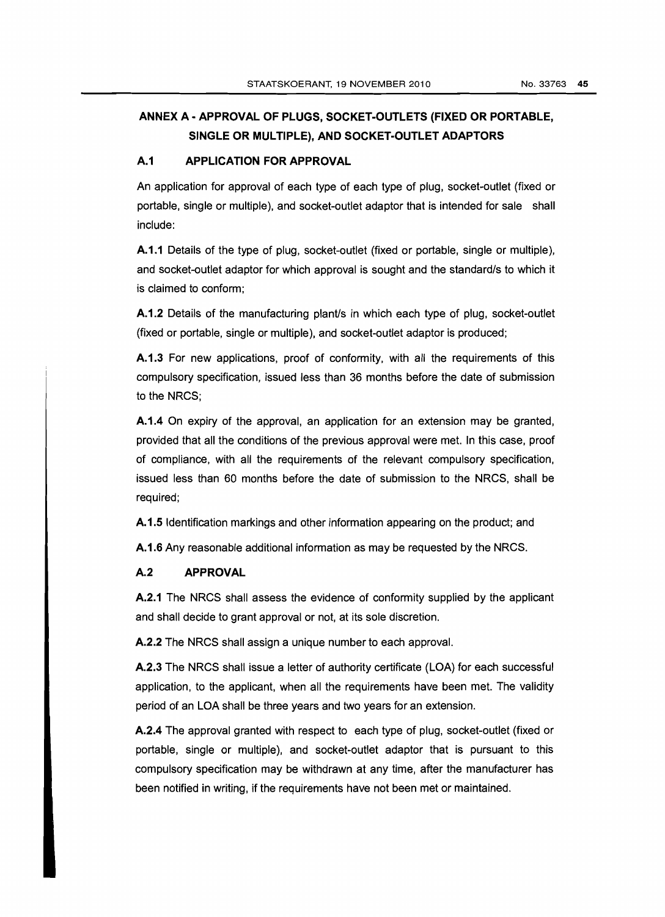# ANNEX A - APPROVAL OF PLUGS, SOCKET-OUTLETS (FIXED OR PORTABLE, SINGLE OR MULTIPLE), AND SOCKET-OUTLET ADAPTORS

## A.1 APPLICATION FOR APPROVAL

An application for approval of each type of each type of plug, socket-outlet (fixed or portable, single or multiple), and socket-outlet adaptor that is intended for sale shall include:

**A.1.1** Details of the type of plug, socket-outlet (fixed or portable, single or multiple), and socket-outlet adaptor for which approval is sought and the standard/s to which it is claimed to conform;

**A.1.2** Details of the manufacturing plant/s in which each type of plug, socket-outlet (fixed or portable, single or multiple), and socket-outlet adaptor is produced;

**A.1.3** For new applications, proof of conformity, with all the requirements of this compulsory specification, issued less than 36 months before the date of submission to the NRCS;

**A.1.4** On expiry of the approval, an application for an extension may be granted, provided that all the conditions of the previous approval were met. In this case, proof of compliance, with all the requirements of the relevant compulsory specification, issued less than 60 months before the date of submission to the NRCS, shall be required;

**A.1.5** Identification markings and other information appearing on the product; and

**A.1.6** Any reasonable additional information as may be requested by the NRCS.

## A.2 APPROVAL

**A.2.1** The NRCS shall assess the evidence of conformity supplied by the applicant and shall decide to grant approval or not, at its sole discretion.

**A.2.2** The NRCS shall assign a unique number to each approval.

**A.2.3** The NRCS shall issue a letter of authority certificate (LOA) for each successful application, to the applicant, when all the requirements have been met. The validity period of an LOA shall be three years and two years for an extension.

**A.2.4** The approval granted with respect to each type of plug, socket-outlet (fixed or portable, single or multiple), and socket-outlet adaptor that is pursuant to this compulsory specification may be withdrawn at any time, after the manufacturer has been notified in writing, if the requirements have not been met or maintained.